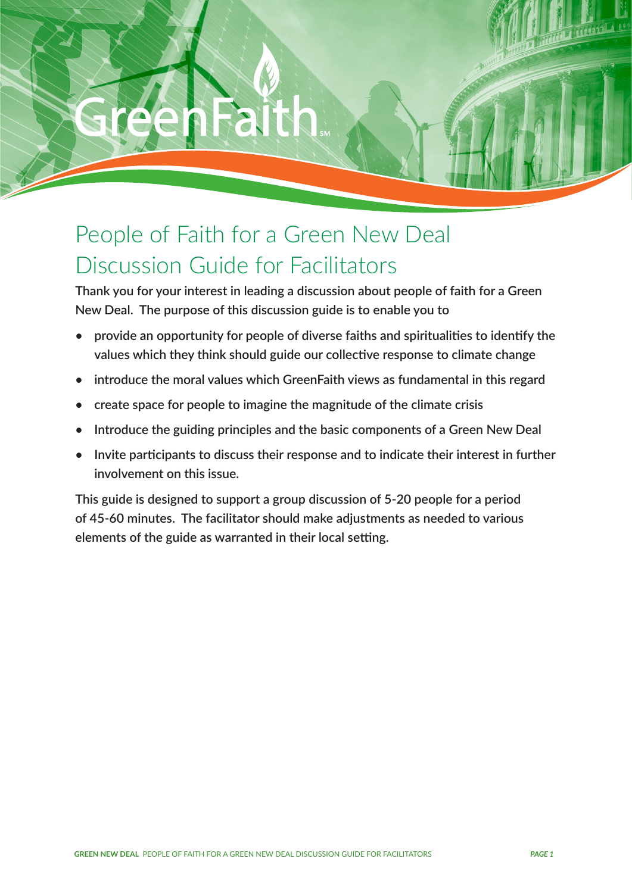GreenFaith

# People of Faith for a Green New Deal Discussion Guide for Facilitators

**Thank you for your interest in leading a discussion about people of faith for a Green New Deal. The purpose of this discussion guide is to enable you to**

- **provide an opportunity for people of diverse faiths and spiritualities to identify the values which they think should guide our collective response to climate change**
- **introduce the moral values which GreenFaith views as fundamental in this regard**
- **create space for people to imagine the magnitude of the climate crisis**
- **Introduce the guiding principles and the basic components of a Green New Deal**
- **Invite participants to discuss their response and to indicate their interest in further involvement on this issue.**

**This guide is designed to support a group discussion of 5-20 people for a period of 45-60 minutes. The facilitator should make adjustments as needed to various elements of the guide as warranted in their local setting.**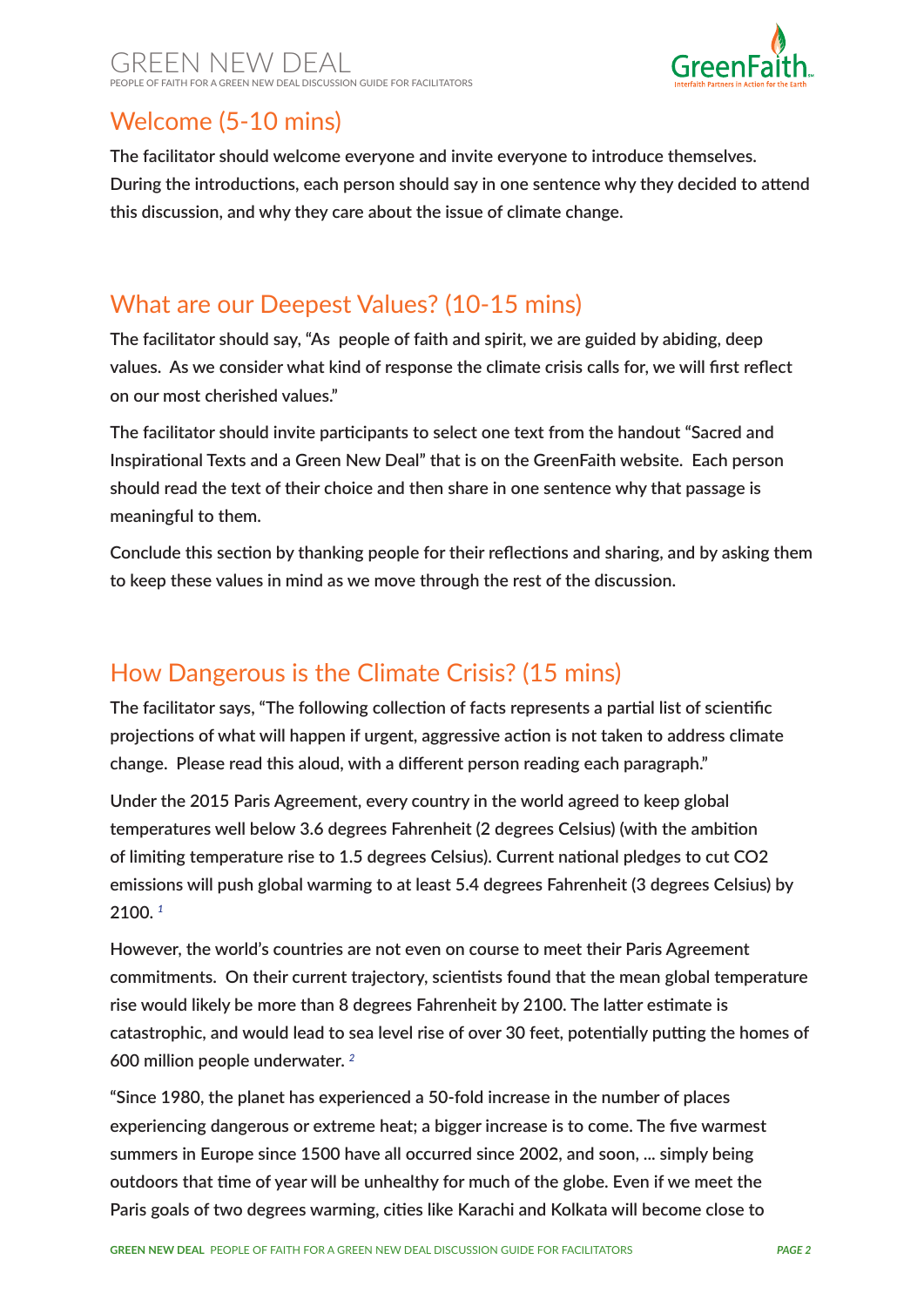## Welcome (5-10 mins)

The facilitator should welcome everyone and invite everyone to introduce themselves. During the introductions, each person should say in one sentence why they decided to attend this discussion, and why they care about the issue of climate change.

## What are our Deepest Values? (10-15 mins)

The facilitator should say, "As people of faith and spirit, we are guided by abiding, deep values. As we consider what kind of response the climate crisis calls for, we will first reflect on our most cherished values."

The facilitator should invite participants to select one text from the handout "Sacred and Inspirational Texts and a Green New Deal" that is on the GreenFaith website. Each person should read the text of their choice and then share in one sentence why that passage is meaningful to them.

Conclude this section by thanking people for their reflections and sharing, and by asking them to keep these values in mind as we move through the rest of the discussion.

## How Dangerous is the Climate Crisis? (15 mins)

The facilitator says, "The following collection of facts represents a partial list of scientific projections of what will happen if urgent, aggressive action is not taken to address climate change. Please read this aloud, with a different person reading each paragraph."

Under the 2015 Paris Agreement, every country in the world agreed to keep global temperatures well below 3.6 degrees Fahrenheit (2 degrees Celsius) (with the ambition of limiting temperature rise to 1.5 degrees Celsius). Current national pledges to cut CO2 emissions will push global warming to at least 5.4 degrees Fahrenheit (3 degrees Celsius) by 2100. [1]

However, the world's countries are not even on course to meet their Paris Agreement commitments. On their current trajectory, scientists found that the mean global temperature rise would likely be more than 8 degrees Fahrenheit by 2100. The latter estimate is catastrophic, and would lead to sea level rise of over 30 feet, potentially putting the homes of 600 million people underwater. [2]

"Since 1980, the planet has experienced a 50-fold increase in the number of places experiencing dangerous or extreme heat; a bigger increase is to come. The five warmest summers in Europe since 1500 have all occurred since 2002, and soon, ... simply being outdoors that time of year will be unhealthy for much of the globe. Even if we meet the Paris goals of two degrees warming, cities like Karachi and Kolkata will become close to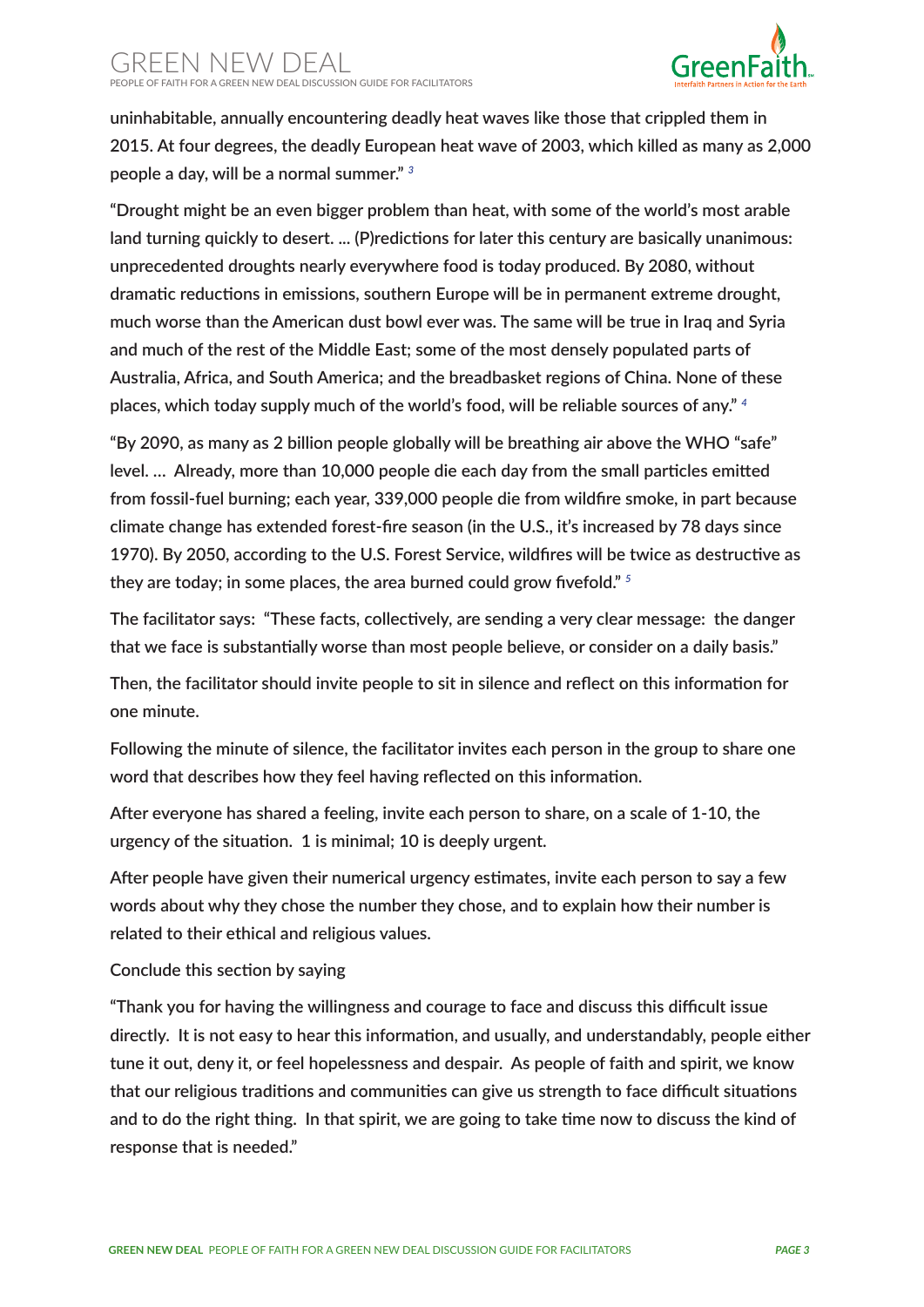uninhabitable, annually encountering deadly heat waves like those that crippled them in 2015. At four degrees, the deadly European heat wave of 2003, which killed as many as 2,000 people a day, will be a normal summer." [3]

"Drought might be an even bigger problem than heat, with some of the world's most arable land turning quickly to desert. ... (P)redictions for later this century are basically unanimous: unprecedented droughts nearly everywhere food is today produced. By 2080, without dramatic reductions in emissions, southern Europe will be in permanent extreme drought, much worse than the American dust bowl ever was. The same will be true in Iraq and Syria and much of the rest of the Middle East; some of the most densely populated parts of Australia, Africa, and South America; and the breadbasket regions of China. None of these places, which today supply much of the world's food, will be reliable sources of any." [4]

"By 2090, as many as 2 billion people globally will be breathing air above the WHO "safe" level. ... Already, more than 10,000 people die each day from the small particles emitted from fossil-fuel burning; each year, 339,000 people die from wildfire smoke, in part because climate change has extended forest-fire season (in the U.S., it's increased by 78 days since 1970). By 2050, according to the U.S. Forest Service, wildfires will be twice as destructive as they are today; in some places, the area burned could grow fivefold." [5]

The facilitator says: "These facts, collectively, are sending a very clear message: the danger that we face is substantially worse than most people believe, or consider on a daily basis."

Then, the facilitator should invite people to sit in silence and reflect on this information for one minute.

Following the minute of silence, the facilitator invites each person in the group to share one word that describes how they feel having reflected on this information.

After everyone has shared a feeling, invite each person to share, on a scale of 1-10, the urgency of the situation. 1 is minimal; 10 is deeply urgent.

After people have given their numerical urgency estimates, invite each person to say a few words about why they chose the number they chose, and to explain how their number is related to their ethical and religious values.

Conclude this section by saying

"Thank you for having the willingness and courage to face and discuss this difficult issue directly. It is not easy to hear this information, and usually, and understandably, people either tune it out, deny it, or feel hopelessness and despair. As people of faith and spirit, we know that our religious traditions and communities can give us strength to face difficult situations and to do the right thing. In that spirit, we are going to take time now to discuss the kind of response that is needed."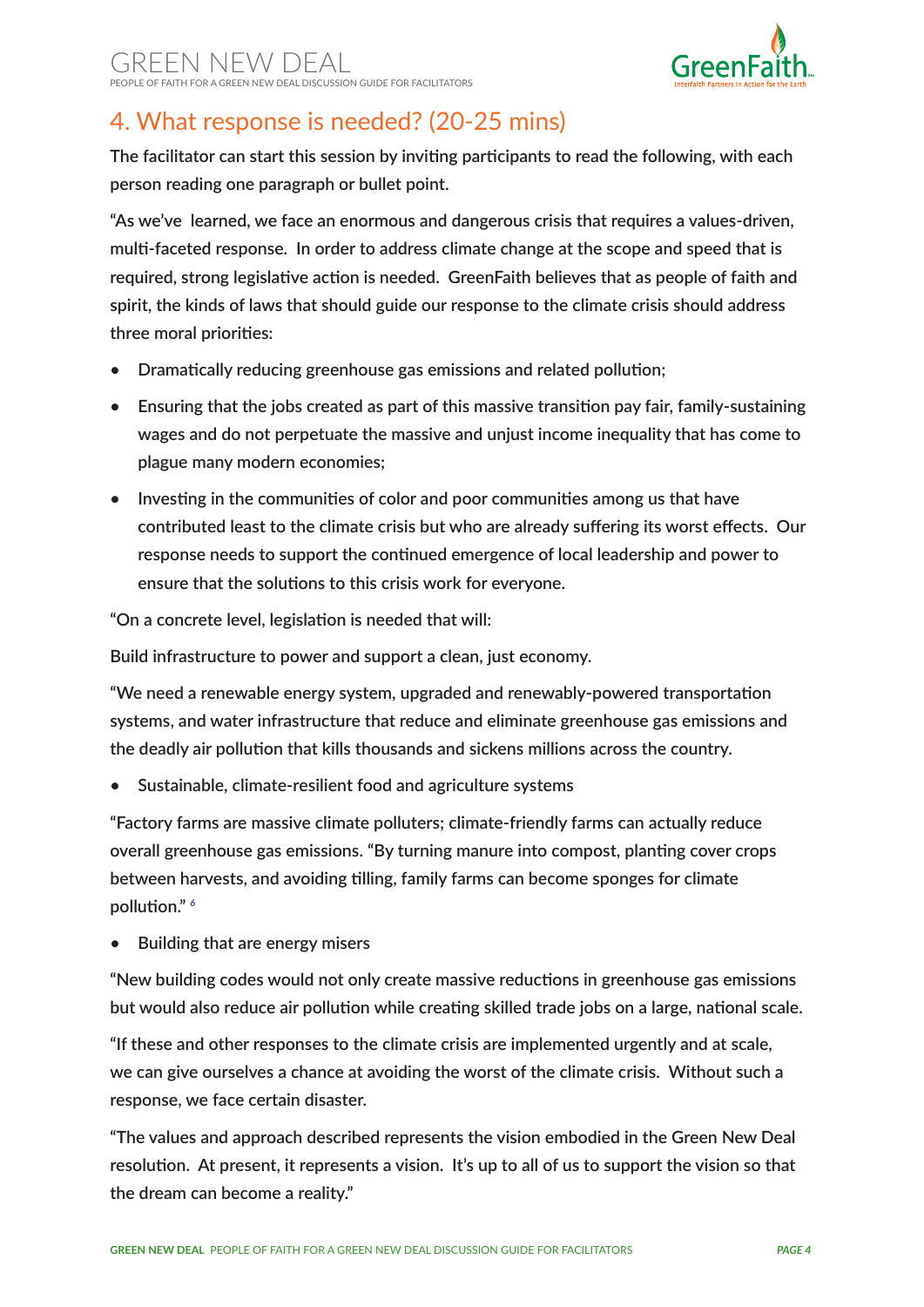## 4. What response is needed? (20-25 mins)

The facilitator can start this session by inviting participants to read the following, with each person reading one paragraph or bullet point.

"As we've learned, we face an enormous and dangerous crisis that requires a values-driven, multi-faceted response. In order to address climate change at the scope and speed that is required, strong legislative action is needed. GreenFaith believes that as people of faith and spirit, the kinds of laws that should guide our response to the climate crisis should address three moral priorities:

- Dramatically reducing greenhouse gas emissions and related pollution;
- Ensuring that the jobs created as part of this massive transition pay fair, family-sustaining wages and do not perpetuate the massive and unjust income inequality that has come to plague many modern economies;
- Investing in the communities of color and poor communities among us that have contributed least to the climate crisis but who are already suffering its worst effects. Our response needs to support the continued emergence of local leadership and power to ensure that the solutions to this crisis work for everyone.

"On a concrete level, legislation is needed that will:

Build infrastructure to power and support a clean, just economy.

"We need a renewable energy system, upgraded and renewably-powered transportation systems, and water infrastructure that reduce and eliminate greenhouse gas emissions and the deadly air pollution that kills thousands and sickens millions across the country.

- Sustainable, climate-resilient food and agriculture systems

"Factory farms are massive climate polluters; climate-friendly farms can actually reduce overall greenhouse gas emissions. "By turning manure into compost, planting cover crops between harvests, and avoiding tilling, family farms can become sponges for climate pollution." [6]

- Building that are energy misers

"New building codes would not only create massive reductions in greenhouse gas emissions but would also reduce air pollution while creating skilled trade jobs on a large, national scale.

"If these and other responses to the climate crisis are implemented urgently and at scale, we can give ourselves a chance at avoiding the worst of the climate crisis. Without such a response, we face certain disaster.

"The values and approach described represents the vision embodied in the Green New Deal resolution. At present, it represents a vision. It's up to all of us to support the vision so that the dream can become a reality."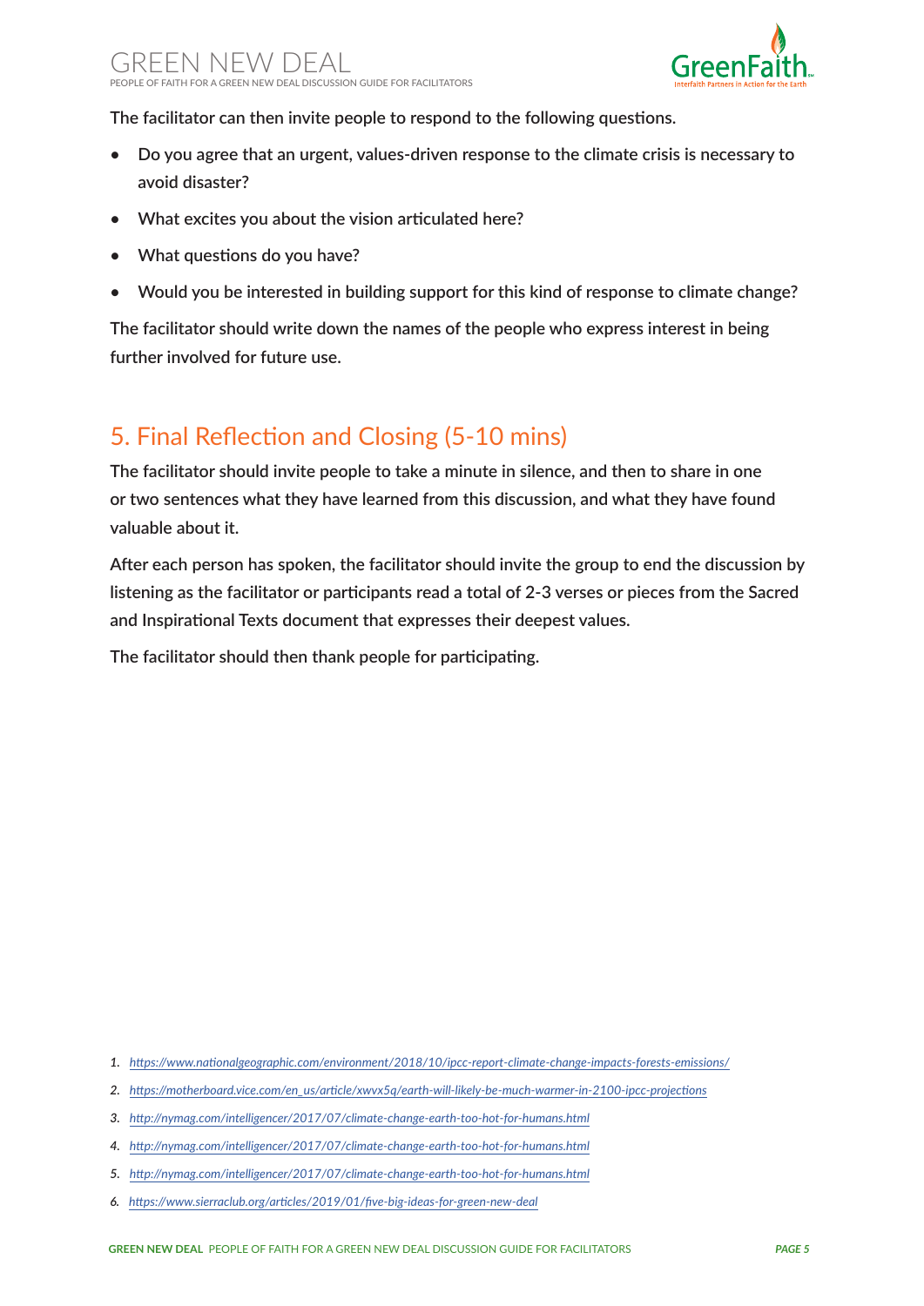The facilitator can then invite people to respond to the following questions.

- Do you agree that an urgent, values-driven response to the climate crisis is necessary to avoid disaster?
- What excites you about the vision articulated here?
- What questions do you have?
- Would you be interested in building support for this kind of response to climate change?

The facilitator should write down the names of the people who express interest in being further involved for future use.

## 5. Final Reflection and Closing (5-10 mins)

The facilitator should invite people to take a minute in silence, and then to share in one or two sentences what they have learned from this discussion, and what they have found valuable about it.

After each person has spoken, the facilitator should invite the group to end the discussion by listening as the facilitator or participants read a total of 2-3 verses or pieces from the Sacred and Inspirational Texts document that expresses their deepest values.

The facilitator should then thank people for participating.

1. *https://www.nationalgeographic.com/environment/2018/10/ipcc-report-climate-change-impacts-forests-emissions/*
2. *https://motherboard.vice.com/en_us/article/xwvx5q/earth-will-likely-be-much-warmer-in-2100-ipcc-projections*
3. *http://nymag.com/intelligencer/2017/07/climate-change-earth-too-hot-for-humans.html*
4. *http://nymag.com/intelligencer/2017/07/climate-change-earth-too-hot-for-humans.html*
5. *http://nymag.com/intelligencer/2017/07/climate-change-earth-too-hot-for-humans.html*
6. *https://www.sierraclub.org/articles/2019/01/five-big-ideas-for-green-new-deal*